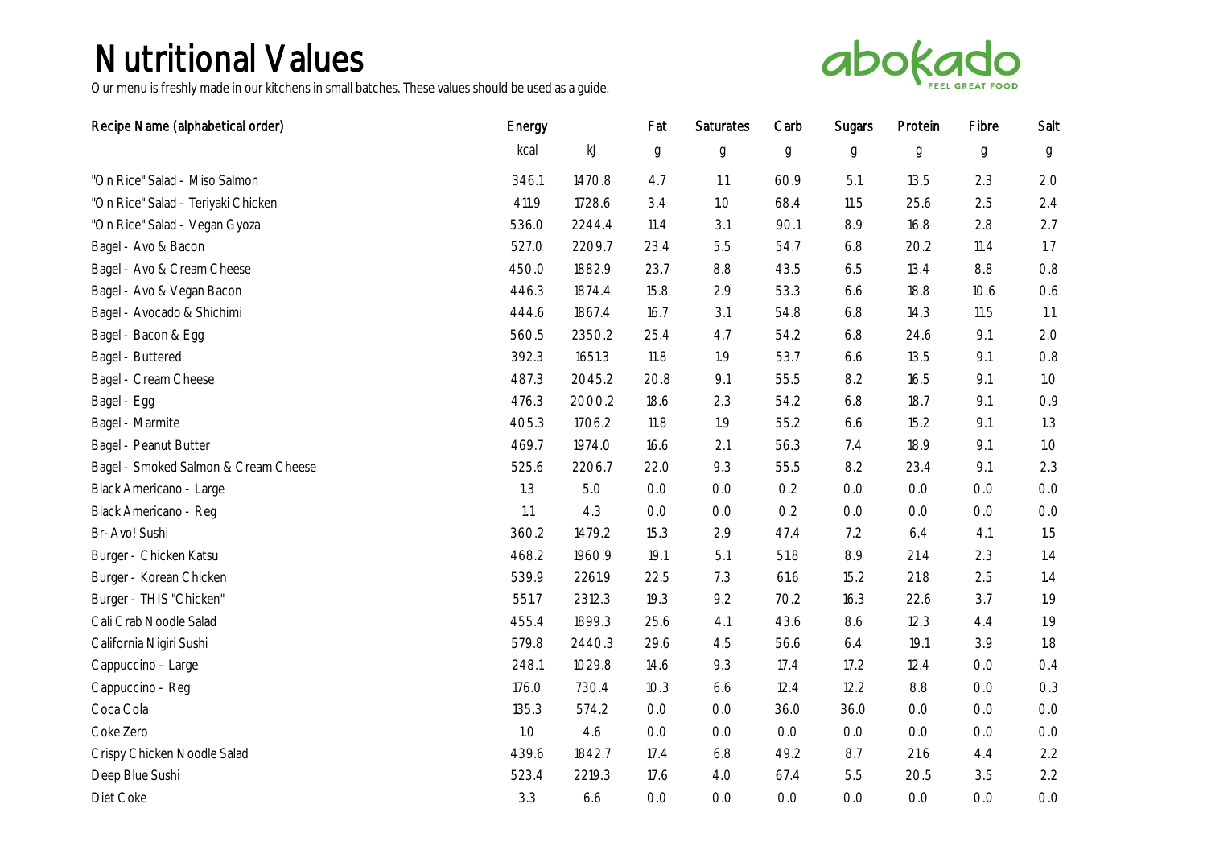# Nutritional Values

Our menu is freshly made in our kitchens in small batches. These values should be used as a guide.

abokado FEEL GREAT FOOD

| Recipe Name (alphabetical order) | Energy | | Fat | Saturates | Carb | Sugars | Protein | Fibre | Salt |
|---|---|---|---|---|---|---|---|---|---|
| | kcal | kJ | g | g | g | g | g | g | g |
| "On Rice" Salad - Miso Salmon | 346.1 | 1470.8 | 4.7 | 1.1 | 60.9 | 5.1 | 13.5 | 2.3 | 2.0 |
| "On Rice" Salad - Teriyaki Chicken | 411.9 | 1728.6 | 3.4 | 1.0 | 68.4 | 11.5 | 25.6 | 2.5 | 2.4 |
| "On Rice" Salad - Vegan Gyoza | 536.0 | 2244.4 | 11.4 | 3.1 | 90.1 | 8.9 | 16.8 | 2.8 | 2.7 |
| Bagel - Avo & Bacon | 527.0 | 2209.7 | 23.4 | 5.5 | 54.7 | 6.8 | 20.2 | 11.4 | 1.7 |
| Bagel - Avo & Cream Cheese | 450.0 | 1882.9 | 23.7 | 8.8 | 43.5 | 6.5 | 13.4 | 8.8 | 0.8 |
| Bagel - Avo & Vegan Bacon | 446.3 | 1874.4 | 15.8 | 2.9 | 53.3 | 6.6 | 18.8 | 10.6 | 0.6 |
| Bagel - Avocado & Shichimi | 444.6 | 1867.4 | 16.7 | 3.1 | 54.8 | 6.8 | 14.3 | 11.5 | 1.1 |
| Bagel - Bacon & Egg | 560.5 | 2350.2 | 25.4 | 4.7 | 54.2 | 6.8 | 24.6 | 9.1 | 2.0 |
| Bagel - Buttered | 392.3 | 1651.3 | 11.8 | 1.9 | 53.7 | 6.6 | 13.5 | 9.1 | 0.8 |
| Bagel - Cream Cheese | 487.3 | 2045.2 | 20.8 | 9.1 | 55.5 | 8.2 | 16.5 | 9.1 | 1.0 |
| Bagel - Egg | 476.3 | 2000.2 | 18.6 | 2.3 | 54.2 | 6.8 | 18.7 | 9.1 | 0.9 |
| Bagel - Marmite | 405.3 | 1706.2 | 11.8 | 1.9 | 55.2 | 6.6 | 15.2 | 9.1 | 1.3 |
| Bagel - Peanut Butter | 469.7 | 1974.0 | 16.6 | 2.1 | 56.3 | 7.4 | 18.9 | 9.1 | 1.0 |
| Bagel - Smoked Salmon & Cream Cheese | 525.6 | 2206.7 | 22.0 | 9.3 | 55.5 | 8.2 | 23.4 | 9.1 | 2.3 |
| Black Americano - Large | 1.3 | 5.0 | 0.0 | 0.0 | 0.2 | 0.0 | 0.0 | 0.0 | 0.0 |
| Black Americano - Reg | 1.1 | 4.3 | 0.0 | 0.0 | 0.2 | 0.0 | 0.0 | 0.0 | 0.0 |
| Br-Avo! Sushi | 360.2 | 1479.2 | 15.3 | 2.9 | 47.4 | 7.2 | 6.4 | 4.1 | 1.5 |
| Burger - Chicken Katsu | 468.2 | 1960.9 | 19.1 | 5.1 | 51.8 | 8.9 | 21.4 | 2.3 | 1.4 |
| Burger - Korean Chicken | 539.9 | 2261.9 | 22.5 | 7.3 | 61.6 | 15.2 | 21.8 | 2.5 | 1.4 |
| Burger - THIS "Chicken" | 551.7 | 2312.3 | 19.3 | 9.2 | 70.2 | 16.3 | 22.6 | 3.7 | 1.9 |
| Cali Crab Noodle Salad | 455.4 | 1899.3 | 25.6 | 4.1 | 43.6 | 8.6 | 12.3 | 4.4 | 1.9 |
| California Nigiri Sushi | 579.8 | 2440.3 | 29.6 | 4.5 | 56.6 | 6.4 | 19.1 | 3.9 | 1.8 |
| Cappuccino - Large | 248.1 | 1029.8 | 14.6 | 9.3 | 17.4 | 17.2 | 12.4 | 0.0 | 0.4 |
| Cappuccino - Reg | 176.0 | 730.4 | 10.3 | 6.6 | 12.4 | 12.2 | 8.8 | 0.0 | 0.3 |
| Coca Cola | 135.3 | 574.2 | 0.0 | 0.0 | 36.0 | 36.0 | 0.0 | 0.0 | 0.0 |
| Coke Zero | 1.0 | 4.6 | 0.0 | 0.0 | 0.0 | 0.0 | 0.0 | 0.0 | 0.0 |
| Crispy Chicken Noodle Salad | 439.6 | 1842.7 | 17.4 | 6.8 | 49.2 | 8.7 | 21.6 | 4.4 | 2.2 |
| Deep Blue Sushi | 523.4 | 2219.3 | 17.6 | 4.0 | 67.4 | 5.5 | 20.5 | 3.5 | 2.2 |
| Diet Coke | 3.3 | 6.6 | 0.0 | 0.0 | 0.0 | 0.0 | 0.0 | 0.0 | 0.0 |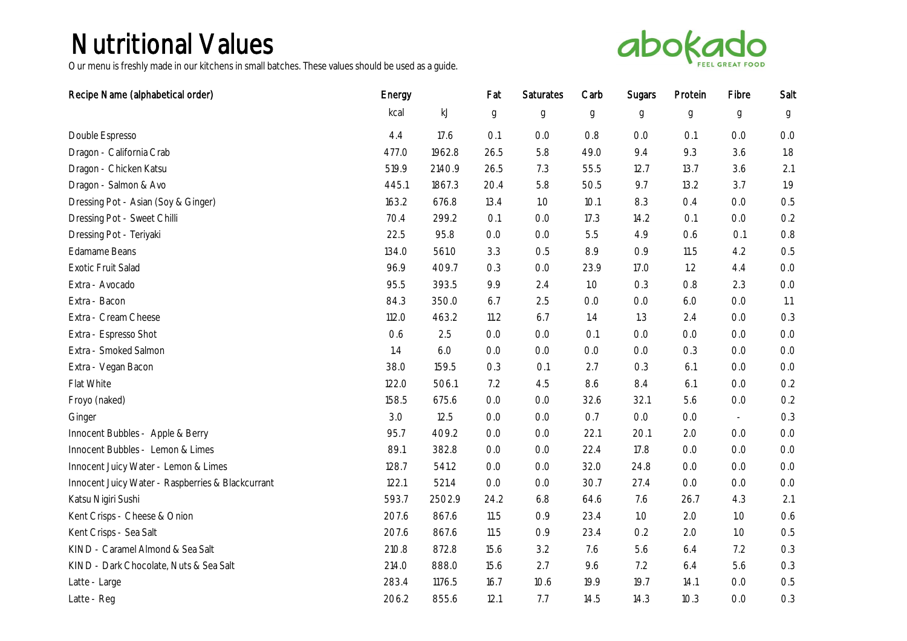# Nutritional Values

Our menu is freshly made in our kitchens in small batches. These values should be used as a guide.

abokado FEEL GREAT FOOD

| Recipe Name (alphabetical order) | Energy | | Fat | Saturates | Carb | Sugars | Protein | Fibre | Salt |
|---|---|---|---|---|---|---|---|---|---|
| | kcal | kJ | g | g | g | g | g | g | g |
| Double Espresso | 4.4 | 17.6 | 0.1 | 0.0 | 0.8 | 0.0 | 0.1 | 0.0 | 0.0 |
| Dragon - California Crab | 477.0 | 1962.8 | 26.5 | 5.8 | 49.0 | 9.4 | 9.3 | 3.6 | 1.8 |
| Dragon - Chicken Katsu | 519.9 | 2140.9 | 26.5 | 7.3 | 55.5 | 12.7 | 13.7 | 3.6 | 2.1 |
| Dragon - Salmon & Avo | 445.1 | 1867.3 | 20.4 | 5.8 | 50.5 | 9.7 | 13.2 | 3.7 | 1.9 |
| Dressing Pot - Asian (Soy & Ginger) | 163.2 | 676.8 | 13.4 | 1.0 | 10.1 | 8.3 | 0.4 | 0.0 | 0.5 |
| Dressing Pot - Sweet Chilli | 70.4 | 299.2 | 0.1 | 0.0 | 17.3 | 14.2 | 0.1 | 0.0 | 0.2 |
| Dressing Pot - Teriyaki | 22.5 | 95.8 | 0.0 | 0.0 | 5.5 | 4.9 | 0.6 | 0.1 | 0.8 |
| Edamame Beans | 134.0 | 561.0 | 3.3 | 0.5 | 8.9 | 0.9 | 11.5 | 4.2 | 0.5 |
| Exotic Fruit Salad | 96.9 | 409.7 | 0.3 | 0.0 | 23.9 | 17.0 | 1.2 | 4.4 | 0.0 |
| Extra - Avocado | 95.5 | 393.5 | 9.9 | 2.4 | 1.0 | 0.3 | 0.8 | 2.3 | 0.0 |
| Extra - Bacon | 84.3 | 350.0 | 6.7 | 2.5 | 0.0 | 0.0 | 6.0 | 0.0 | 1.1 |
| Extra - Cream Cheese | 112.0 | 463.2 | 11.2 | 6.7 | 1.4 | 1.3 | 2.4 | 0.0 | 0.3 |
| Extra - Espresso Shot | 0.6 | 2.5 | 0.0 | 0.0 | 0.1 | 0.0 | 0.0 | 0.0 | 0.0 |
| Extra - Smoked Salmon | 1.4 | 6.0 | 0.0 | 0.0 | 0.0 | 0.0 | 0.3 | 0.0 | 0.0 |
| Extra - Vegan Bacon | 38.0 | 159.5 | 0.3 | 0.1 | 2.7 | 0.3 | 6.1 | 0.0 | 0.0 |
| Flat White | 122.0 | 506.1 | 7.2 | 4.5 | 8.6 | 8.4 | 6.1 | 0.0 | 0.2 |
| Froyo (naked) | 158.5 | 675.6 | 0.0 | 0.0 | 32.6 | 32.1 | 5.6 | 0.0 | 0.2 |
| Ginger | 3.0 | 12.5 | 0.0 | 0.0 | 0.7 | 0.0 | 0.0 | - | 0.3 |
| Innocent Bubbles - Apple & Berry | 95.7 | 409.2 | 0.0 | 0.0 | 22.1 | 20.1 | 2.0 | 0.0 | 0.0 |
| Innocent Bubbles - Lemon & Limes | 89.1 | 382.8 | 0.0 | 0.0 | 22.4 | 17.8 | 0.0 | 0.0 | 0.0 |
| Innocent Juicy Water - Lemon & Limes | 128.7 | 541.2 | 0.0 | 0.0 | 32.0 | 24.8 | 0.0 | 0.0 | 0.0 |
| Innocent Juicy Water - Raspberries & Blackcurrant | 122.1 | 521.4 | 0.0 | 0.0 | 30.7 | 27.4 | 0.0 | 0.0 | 0.0 |
| Katsu Nigiri Sushi | 593.7 | 2502.9 | 24.2 | 6.8 | 64.6 | 7.6 | 26.7 | 4.3 | 2.1 |
| Kent Crisps - Cheese & Onion | 207.6 | 867.6 | 11.5 | 0.9 | 23.4 | 1.0 | 2.0 | 1.0 | 0.6 |
| Kent Crisps - Sea Salt | 207.6 | 867.6 | 11.5 | 0.9 | 23.4 | 0.2 | 2.0 | 1.0 | 0.5 |
| KIND - Caramel Almond & Sea Salt | 210.8 | 872.8 | 15.6 | 3.2 | 7.6 | 5.6 | 6.4 | 7.2 | 0.3 |
| KIND - Dark Chocolate, Nuts & Sea Salt | 214.0 | 888.0 | 15.6 | 2.7 | 9.6 | 7.2 | 6.4 | 5.6 | 0.3 |
| Latte - Large | 283.4 | 1176.5 | 16.7 | 10.6 | 19.9 | 19.7 | 14.1 | 0.0 | 0.5 |
| Latte - Reg | 206.2 | 855.6 | 12.1 | 7.7 | 14.5 | 14.3 | 10.3 | 0.0 | 0.3 |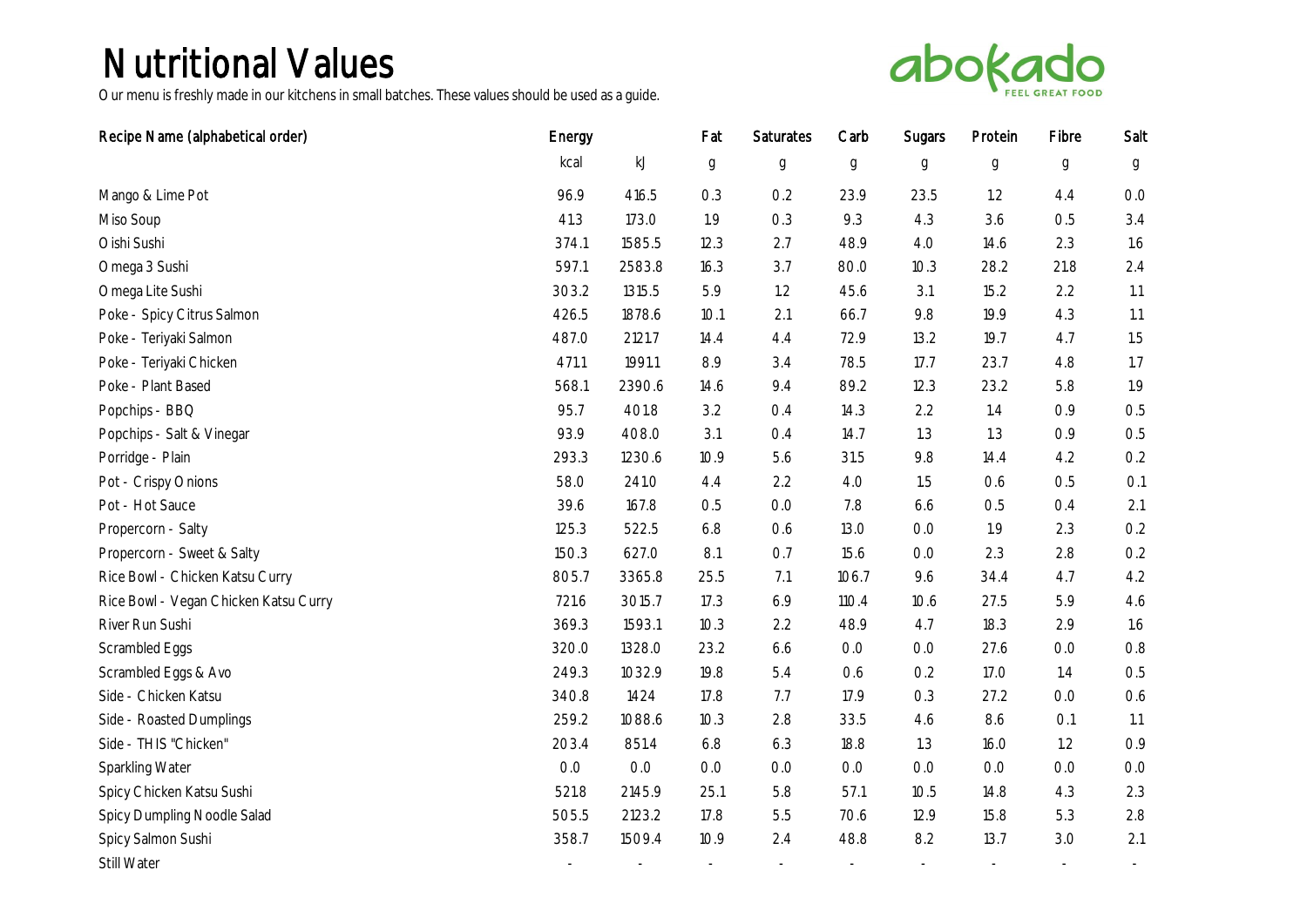# Nutritional Values

Our menu is freshly made in our kitchens in small batches. These values should be used as a guide.

abokado FEEL GREAT FOOD

| Recipe Name (alphabetical order) | Energy | | Fat | Saturates | Carb | Sugars | Protein | Fibre | Salt |
|---|---|---|---|---|---|---|---|---|---|
| | kcal | kJ | g | g | g | g | g | g | g |
| Mango & Lime Pot | 96.9 | 416.5 | 0.3 | 0.2 | 23.9 | 23.5 | 1.2 | 4.4 | 0.0 |
| Miso Soup | 41.3 | 173.0 | 1.9 | 0.3 | 9.3 | 4.3 | 3.6 | 0.5 | 3.4 |
| Oishi Sushi | 374.1 | 1585.5 | 12.3 | 2.7 | 48.9 | 4.0 | 14.6 | 2.3 | 1.6 |
| Omega 3 Sushi | 597.1 | 2583.8 | 16.3 | 3.7 | 80.0 | 10.3 | 28.2 | 21.8 | 2.4 |
| Omega Lite Sushi | 303.2 | 1315.5 | 5.9 | 1.2 | 45.6 | 3.1 | 15.2 | 2.2 | 1.1 |
| Poke - Spicy Citrus Salmon | 426.5 | 1878.6 | 10.1 | 2.1 | 66.7 | 9.8 | 19.9 | 4.3 | 1.1 |
| Poke - Teriyaki Salmon | 487.0 | 2121.7 | 14.4 | 4.4 | 72.9 | 13.2 | 19.7 | 4.7 | 1.5 |
| Poke - Teriyaki Chicken | 471.1 | 1991.1 | 8.9 | 3.4 | 78.5 | 17.7 | 23.7 | 4.8 | 1.7 |
| Poke - Plant Based | 568.1 | 2390.6 | 14.6 | 9.4 | 89.2 | 12.3 | 23.2 | 5.8 | 1.9 |
| Popchips - BBQ | 95.7 | 401.8 | 3.2 | 0.4 | 14.3 | 2.2 | 1.4 | 0.9 | 0.5 |
| Popchips - Salt & Vinegar | 93.9 | 408.0 | 3.1 | 0.4 | 14.7 | 1.3 | 1.3 | 0.9 | 0.5 |
| Porridge - Plain | 293.3 | 1230.6 | 10.9 | 5.6 | 31.5 | 9.8 | 14.4 | 4.2 | 0.2 |
| Pot - Crispy Onions | 58.0 | 241.0 | 4.4 | 2.2 | 4.0 | 1.5 | 0.6 | 0.5 | 0.1 |
| Pot - Hot Sauce | 39.6 | 167.8 | 0.5 | 0.0 | 7.8 | 6.6 | 0.5 | 0.4 | 2.1 |
| Propercorn - Salty | 125.3 | 522.5 | 6.8 | 0.6 | 13.0 | 0.0 | 1.9 | 2.3 | 0.2 |
| Propercorn - Sweet & Salty | 150.3 | 627.0 | 8.1 | 0.7 | 15.6 | 0.0 | 2.3 | 2.8 | 0.2 |
| Rice Bowl - Chicken Katsu Curry | 805.7 | 3365.8 | 25.5 | 7.1 | 106.7 | 9.6 | 34.4 | 4.7 | 4.2 |
| Rice Bowl - Vegan Chicken Katsu Curry | 721.6 | 3015.7 | 17.3 | 6.9 | 110.4 | 10.6 | 27.5 | 5.9 | 4.6 |
| River Run Sushi | 369.3 | 1593.1 | 10.3 | 2.2 | 48.9 | 4.7 | 18.3 | 2.9 | 1.6 |
| Scrambled Eggs | 320.0 | 1328.0 | 23.2 | 6.6 | 0.0 | 0.0 | 27.6 | 0.0 | 0.8 |
| Scrambled Eggs & Avo | 249.3 | 1032.9 | 19.8 | 5.4 | 0.6 | 0.2 | 17.0 | 1.4 | 0.5 |
| Side - Chicken Katsu | 340.8 | 1424 | 17.8 | 7.7 | 17.9 | 0.3 | 27.2 | 0.0 | 0.6 |
| Side - Roasted Dumplings | 259.2 | 1088.6 | 10.3 | 2.8 | 33.5 | 4.6 | 8.6 | 0.1 | 1.1 |
| Side - THIS "Chicken" | 203.4 | 851.4 | 6.8 | 6.3 | 18.8 | 1.3 | 16.0 | 1.2 | 0.9 |
| Sparkling Water | 0.0 | 0.0 | 0.0 | 0.0 | 0.0 | 0.0 | 0.0 | 0.0 | 0.0 |
| Spicy Chicken Katsu Sushi | 521.8 | 2145.9 | 25.1 | 5.8 | 57.1 | 10.5 | 14.8 | 4.3 | 2.3 |
| Spicy Dumpling Noodle Salad | 505.5 | 2123.2 | 17.8 | 5.5 | 70.6 | 12.9 | 15.8 | 5.3 | 2.8 |
| Spicy Salmon Sushi | 358.7 | 1509.4 | 10.9 | 2.4 | 48.8 | 8.2 | 13.7 | 3.0 | 2.1 |
| Still Water | - | - | - | - | - | - | - | - | - |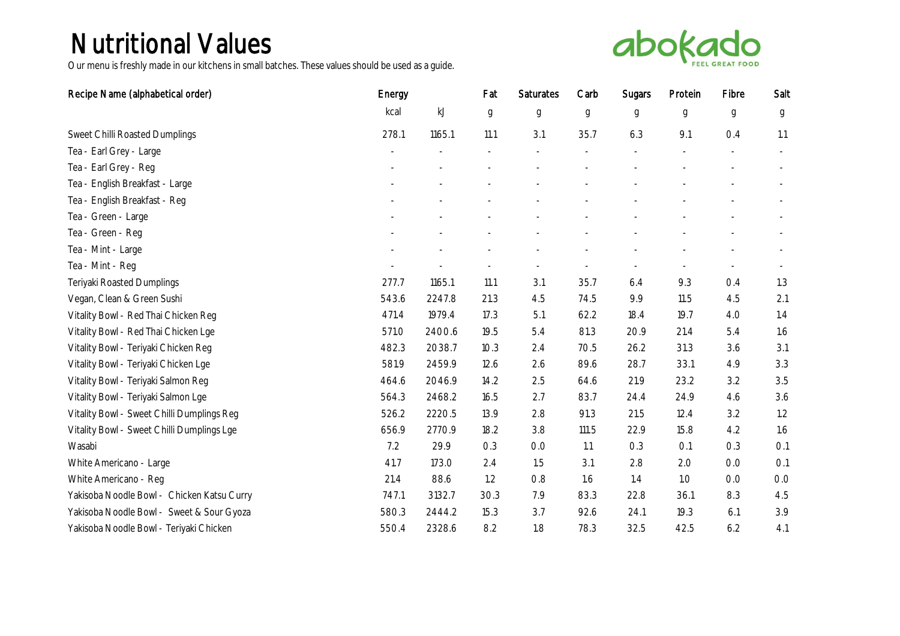# Nutritional Values

Our menu is freshly made in our kitchens in small batches. These values should be used as a guide.

abokado FEEL GREAT FOOD

| Recipe Name (alphabetical order) | Energy | | Fat | Saturates | Carb | Sugars | Protein | Fibre | Salt |
|---|---|---|---|---|---|---|---|---|---|
| | kcal | kJ | g | g | g | g | g | g | g |
| Sweet Chilli Roasted Dumplings | 278.1 | 1165.1 | 11.1 | 3.1 | 35.7 | 6.3 | 9.1 | 0.4 | 1.1 |
| Tea - Earl Grey - Large | - | - | - | - | - | - | - | - | - |
| Tea - Earl Grey - Reg | - | - | - | - | - | - | - | - | - |
| Tea - English Breakfast - Large | - | - | - | - | - | - | - | - | - |
| Tea - English Breakfast - Reg | - | - | - | - | - | - | - | - | - |
| Tea - Green - Large | - | - | - | - | - | - | - | - | - |
| Tea - Green - Reg | - | - | - | - | - | - | - | - | - |
| Tea - Mint - Large | - | - | - | - | - | - | - | - | - |
| Tea - Mint - Reg | - | - | - | - | - | - | - | - | - |
| Teriyaki Roasted Dumplings | 277.7 | 1165.1 | 11.1 | 3.1 | 35.7 | 6.4 | 9.3 | 0.4 | 1.3 |
| Vegan, Clean & Green Sushi | 543.6 | 2247.8 | 21.3 | 4.5 | 74.5 | 9.9 | 11.5 | 4.5 | 2.1 |
| Vitality Bowl - Red Thai Chicken Reg | 471.4 | 1979.4 | 17.3 | 5.1 | 62.2 | 18.4 | 19.7 | 4.0 | 1.4 |
| Vitality Bowl - Red Thai Chicken Lge | 571.0 | 2400.6 | 19.5 | 5.4 | 81.3 | 20.9 | 21.4 | 5.4 | 1.6 |
| Vitality Bowl - Teriyaki Chicken Reg | 482.3 | 2038.7 | 10.3 | 2.4 | 70.5 | 26.2 | 31.3 | 3.6 | 3.1 |
| Vitality Bowl - Teriyaki Chicken Lge | 581.9 | 2459.9 | 12.6 | 2.6 | 89.6 | 28.7 | 33.1 | 4.9 | 3.3 |
| Vitality Bowl - Teriyaki Salmon Reg | 464.6 | 2046.9 | 14.2 | 2.5 | 64.6 | 21.9 | 23.2 | 3.2 | 3.5 |
| Vitality Bowl - Teriyaki Salmon Lge | 564.3 | 2468.2 | 16.5 | 2.7 | 83.7 | 24.4 | 24.9 | 4.6 | 3.6 |
| Vitality Bowl - Sweet Chilli Dumplings Reg | 526.2 | 2220.5 | 13.9 | 2.8 | 91.3 | 21.5 | 12.4 | 3.2 | 1.2 |
| Vitality Bowl - Sweet Chilli Dumplings Lge | 656.9 | 2770.9 | 18.2 | 3.8 | 111.5 | 22.9 | 15.8 | 4.2 | 1.6 |
| Wasabi | 7.2 | 29.9 | 0.3 | 0.0 | 1.1 | 0.3 | 0.1 | 0.3 | 0.1 |
| White Americano - Large | 41.7 | 173.0 | 2.4 | 1.5 | 3.1 | 2.8 | 2.0 | 0.0 | 0.1 |
| White Americano - Reg | 21.4 | 88.6 | 1.2 | 0.8 | 1.6 | 1.4 | 1.0 | 0.0 | 0.0 |
| Yakisoba Noodle Bowl - Chicken Katsu Curry | 747.1 | 3132.7 | 30.3 | 7.9 | 83.3 | 22.8 | 36.1 | 8.3 | 4.5 |
| Yakisoba Noodle Bowl - Sweet & Sour Gyoza | 580.3 | 2444.2 | 15.3 | 3.7 | 92.6 | 24.1 | 19.3 | 6.1 | 3.9 |
| Yakisoba Noodle Bowl - Teriyaki Chicken | 550.4 | 2328.6 | 8.2 | 1.8 | 78.3 | 32.5 | 42.5 | 6.2 | 4.1 |